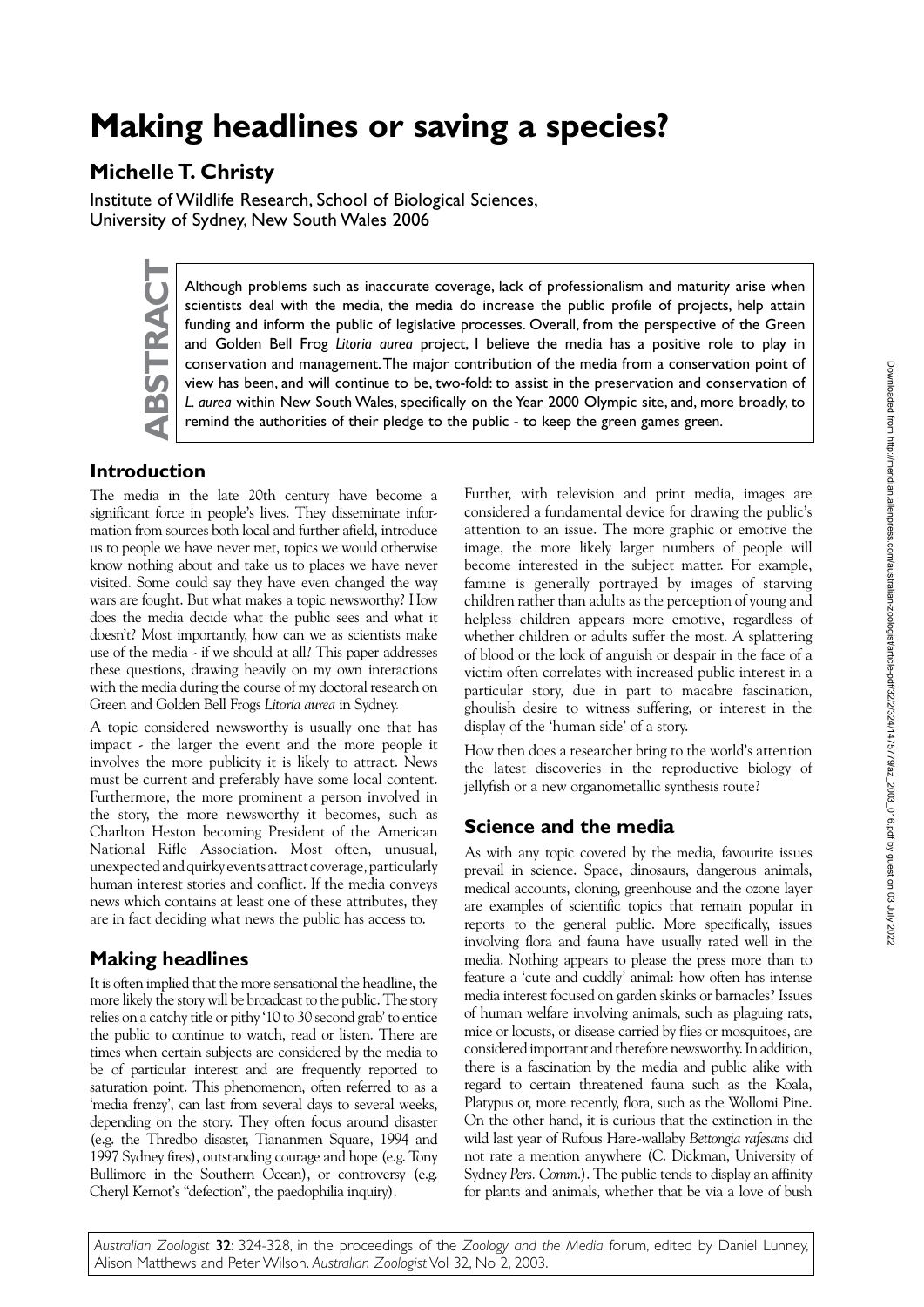# Making headlines or saving a species?

## Michelle T. Christy

Institute of Wildlife Research, School of Biological Sciences, University of Sydney, New South Wales 2006

**ABSTRACT**

Although problems such as inaccurate coverage, lack of professionalism and maturity arise when scientists deal with the media, the media do increase the public profile of projects, help attain funding and inform the public of legislative processes. Overall, from the perspective of the Green and Golden Bell Frog *Litoria aurea* project, I believe the media has a positive role to play in conservation and management. The major contribution of the media from a conservation point of view has been, and will continue to be, two-fold: to assist in the preservation and conservation of *L. aurea* within New South Wales, specifically on the Year 2000 Olympic site, and, more broadly, to remind the authorities of their pledge to the public - to keep the green games green.

## Introduction

The media in the late 20th century have become a significant force in people's lives. They disseminate information from sources both local and further afield, introduce us to people we have never met, topics we would otherwise know nothing about and take us to places we have never visited. Some could say they have even changed the way wars are fought. But what makes a topic newsworthy? How does the media decide what the public sees and what it doesn't? Most importantly, how can we as scientists make use of the media - if we should at all? This paper addresses these questions, drawing heavily on my own interactions with the media during the course of my doctoral research on Green and Golden Bell Frogs *Litoria aurea* in Sydney.

A topic considered newsworthy is usually one that has impact - the larger the event and the more people it involves the more publicity it is likely to attract. News must be current and preferably have some local content. Furthermore, the more prominent a person involved in the story, the more newsworthy it becomes, such as Charlton Heston becoming President of the American National Rifle Association. Most often, unusual, unexpected and quirky events attract coverage, particularly human interest stories and conflict. If the media conveys news which contains at least one of these attributes, they are in fact deciding what news the public has access to.

## Making headlines

It is often implied that the more sensational the headline, the more likely the story will be broadcast to the public. The story relies on a catchy title or pithy '10 to 30 second grab' to entice the public to continue to watch, read or listen. There are times when certain subjects are considered by the media to be of particular interest and are frequently reported to saturation point. This phenomenon, often referred to as a 'media frenzy', can last from several days to several weeks, depending on the story. They often focus around disaster (e.g. the Thredbo disaster, Tiananmen Square, 1994 and 1997 Sydney fires), outstanding courage and hope (e.g. Tony Bullimore in the Southern Ocean), or controversy (e.g. Cheryl Kernot's "defection", the paedophilia inquiry).

Further, with television and print media, images are considered a fundamental device for drawing the public's attention to an issue. The more graphic or emotive the image, the more likely larger numbers of people will become interested in the subject matter. For example, famine is generally portrayed by images of starving children rather than adults as the perception of young and helpless children appears more emotive, regardless of whether children or adults suffer the most. A splattering of blood or the look of anguish or despair in the face of a victim often correlates with increased public interest in a particular story, due in part to macabre fascination, ghoulish desire to witness suffering, or interest in the display of the 'human side' of a story.

How then does a researcher bring to the world's attention the latest discoveries in the reproductive biology of jellyfish or a new organometallic synthesis route?

## Science and the media

As with any topic covered by the media, favourite issues prevail in science. Space, dinosaurs, dangerous animals, medical accounts, cloning, greenhouse and the ozone layer are examples of scientific topics that remain popular in reports to the general public. More specifically, issues involving flora and fauna have usually rated well in the media. Nothing appears to please the press more than to feature a 'cute and cuddly' animal: how often has intense media interest focused on garden skinks or barnacles? Issues of human welfare involving animals, such as plaguing rats, mice or locusts, or disease carried by flies or mosquitoes, are considered important and therefore newsworthy. In addition, there is a fascination by the media and public alike with regard to certain threatened fauna such as the Koala, Platypus or, more recently, flora, such as the Wollomi Pine. On the other hand, it is curious that the extinction in the wild last year of Rufous Hare-wallaby *Bettongia rafesans* did not rate a mention anywhere (C. Dickman, University of Sydney *Pers. Comm.*). The public tends to display an affinity for plants and animals, whether that be via a love of bush

*Australian Zoologist* **32**: 324-328, in the proceedings of the *Zoology and the Media* forum, edited by Daniel Lunney, Alison Matthews and Peter Wilson. *Australian Zoologist* Vol 32, No 2, 2003.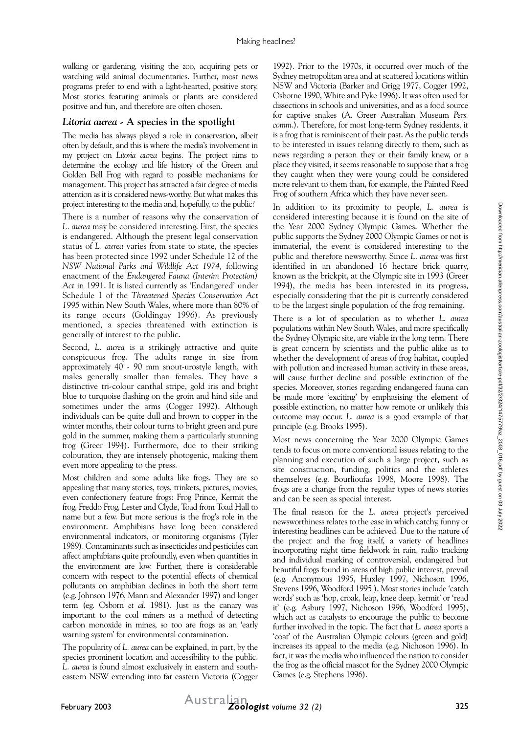walking or gardening, visiting the zoo, acquiring pets or watching wild animal documentaries. Further, most news programs prefer to end with a light-hearted, positive story. Most stories featuring animals or plants are considered positive and fun, and therefore are often chosen.

## *Litoria aurea* - A species in the spotlight

The media has always played a role in conservation, albeit often by default, and this is where the media's involvement in my project on *Litoria aurea* begins. The project aims to determine the ecology and life history of the Green and Golden Bell Frog with regard to possible mechanisms for management. This project has attracted a fair degree of media attention as it is considered news-worthy. But what makes this project interesting to the media and, hopefully, to the public?

There is a number of reasons why the conservation of *L. aurea* may be considered interesting. First, the species is endangered. Although the present legal conservation status of *L. aurea* varies from state to state, the species has been protected since 1992 under Schedule 12 of the *NSW National Parks and Wildlife Act 1974,* following enactment of the *Endangered Fauna (Interim Protection) Act* in 1991. It is listed currently as 'Endangered' under Schedule 1 of the *Threatened Species Conservation Act 1995* within New South Wales, where more than 80% of its range occurs (Goldingay 1996). As previously mentioned, a species threatened with extinction is generally of interest to the public.

Second, *L. aurea* is a strikingly attractive and quite conspicuous frog. The adults range in size from approximately 40 - 90 mm snout-urostyle length, with males generally smaller than females. They have a distinctive tri-colour canthal stripe, gold iris and bright blue to turquoise flashing on the groin and hind side and sometimes under the arms (Cogger 1992). Although individuals can be quite dull and brown to copper in the winter months, their colour turns to bright green and pure gold in the summer, making them a particularly stunning frog (Greer 1994). Furthermore, due to their striking colouration, they are intensely photogenic, making them even more appealing to the press.

Most children and some adults like frogs. They are so appealing that many stories, toys, trinkets, pictures, movies, even confectionery feature frogs: Frog Prince, Kermit the frog, Freddo Frog, Lester and Clyde, Toad from Toad Hall to name but a few. But more serious is the frog's role in the environment. Amphibians have long been considered environmental indicators, or monitoring organisms (Tyler 1989). Contaminants such as insecticides and pesticides can affect amphibians quite profoundly, even when quantities in the environment are low. Further, there is considerable concern with respect to the potential effects of chemical pollutants on amphibian declines in both the short term (e.g. Johnson 1976, Mann and Alexander 1997) and longer term (eg. Osborn *et al.* 1981). Just as the canary was important to the coal miners as a method of detecting carbon monoxide in mines, so too are frogs as an 'early warning system' for environmental contamination.

The popularity of *L. aurea* can be explained, in part, by the species prominent location and accessibility to the public. *L. aurea* is found almost exclusively in eastern and south-eastern NSW extending into far eastern Victoria (Cogger 1992). Prior to the 1970s, it occurred over much of the Sydney metropolitan area and at scattered locations within NSW and Victoria (Barker and Grigg 1977, Cogger 1992, Osborne 1990, White and Pyke 1996). It was often used for dissections in schools and universities, and as a food source for captive snakes (A. Greer Australian Museum *Pers. comm.*). Therefore, for most long-term Sydney residents, it is a frog that is reminiscent of their past. As the public tends to be interested in issues relating directly to them, such as news regarding a person they or their family knew, or a place they visited, it seems reasonable to suppose that a frog they caught when they were young could be considered more relevant to them than, for example, the Painted Reed Frog of southern Africa which they have never seen.

In addition to its proximity to people, *L. aurea* is considered interesting because it is found on the site of the Year 2000 Sydney Olympic Games. Whether the public supports the Sydney 2000 Olympic Games or not is immaterial, the event is considered interesting to the public and therefore newsworthy. Since *L. aurea* was first identified in an abandoned 16 hectare brick quarry, known as the brickpit, at the Olympic site in 1993 (Greer 1994), the media has been interested in its progress, especially considering that the pit is currently considered to be the largest single population of the frog remaining.

There is a lot of speculation as to whether *L. aurea* populations within New South Wales, and more specifically the Sydney Olympic site, are viable in the long term. There is great concern by scientists and the public alike as to whether the development of areas of frog habitat, coupled with pollution and increased human activity in these areas, will cause further decline and possible extinction of the species. Moreover, stories regarding endangered fauna can be made more 'exciting' by emphasising the element of possible extinction, no matter how remote or unlikely this outcome may occur. *L. aurea* is a good example of that principle (e.g. Brooks 1995).

Most news concerning the Year 2000 Olympic Games tends to focus on more conventional issues relating to the planning and execution of such a large project, such as site construction, funding, politics and the athletes themselves (e.g. Bourlioufas 1998, Moore 1998). The frogs are a change from the regular types of news stories and can be seen as special interest.

The final reason for the *L. aurea* project's perceived newsworthiness relates to the ease in which catchy, funny or interesting headlines can be achieved. Due to the nature of the project and the frog itself, a variety of headlines incorporating night time fieldwork in rain, radio tracking and individual marking of controversial, endangered but beautiful frogs found in areas of high public interest, prevail (e.g. Anonymous 1995, Huxley 1997, Nichoson 1996, Stevens 1996, Woodford 1995 ). Most stories include 'catch words' such as 'hop, croak, leap, knee deep, kermit' or 'read it' (e.g. Asbury 1997, Nichoson 1996, Woodford 1995), which act as catalysts to encourage the public to become further involved in the topic. The fact that *L. aurea* sports a 'coat' of the Australian Olympic colours (green and gold) increases its appeal to the media (e.g. Nichoson 1996). In fact, it was the media who influenced the nation to consider the frog as the official mascot for the Sydney 2000 Olympic Games (e.g. Stephens 1996).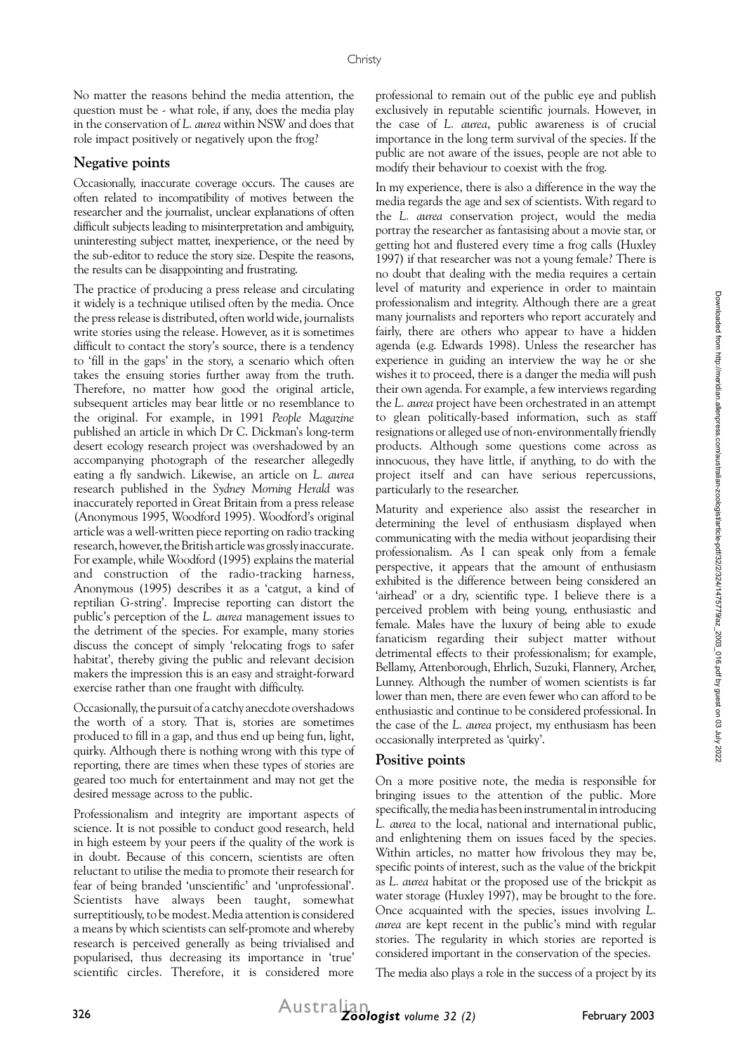No matter the reasons behind the media attention, the question must be - what role, if any, does the media play in the conservation of *L. aurea* within NSW and does that role impact positively or negatively upon the frog?

## Negative points

Occasionally, inaccurate coverage occurs. The causes are often related to incompatibility of motives between the researcher and the journalist, unclear explanations of often difficult subjects leading to misinterpretation and ambiguity, uninteresting subject matter, inexperience, or the need by the sub-editor to reduce the story size. Despite the reasons, the results can be disappointing and frustrating.

The practice of producing a press release and circulating it widely is a technique utilised often by the media. Once the press release is distributed, often world wide, journalists write stories using the release. However, as it is sometimes difficult to contact the story's source, there is a tendency to 'fill in the gaps' in the story, a scenario which often takes the ensuing stories further away from the truth. Therefore, no matter how good the original article, subsequent articles may bear little or no resemblance to the original. For example, in 1991 *People Magazine* published an article in which Dr C. Dickman's long-term desert ecology research project was overshadowed by an accompanying photograph of the researcher allegedly eating a fly sandwich. Likewise, an article on *L. aurea* research published in the *Sydney Morning Herald* was inaccurately reported in Great Britain from a press release (Anonymous 1995, Woodford 1995). Woodford's original article was a well-written piece reporting on radio tracking research, however, the British article was grossly inaccurate. For example, while Woodford (1995) explains the material and construction of the radio-tracking harness, Anonymous (1995) describes it as a 'catgut, a kind of reptilian G-string'. Imprecise reporting can distort the public's perception of the *L. aurea* management issues to the detriment of the species. For example, many stories discuss the concept of simply 'relocating frogs to safer habitat', thereby giving the public and relevant decision makers the impression this is an easy and straight-forward exercise rather than one fraught with difficulty.

Occasionally, the pursuit of a catchy anecdote overshadows the worth of a story. That is, stories are sometimes produced to fill in a gap, and thus end up being fun, light, quirky. Although there is nothing wrong with this type of reporting, there are times when these types of stories are geared too much for entertainment and may not get the desired message across to the public.

Professionalism and integrity are important aspects of science. It is not possible to conduct good research, held in high esteem by your peers if the quality of the work is in doubt. Because of this concern, scientists are often reluctant to utilise the media to promote their research for fear of being branded 'unscientific' and 'unprofessional'. Scientists have always been taught, somewhat surreptitiously, to be modest. Media attention is considered a means by which scientists can self-promote and whereby research is perceived generally as being trivialised and popularised, thus decreasing its importance in 'true' scientific circles. Therefore, it is considered more professional to remain out of the public eye and publish exclusively in reputable scientific journals. However, in the case of *L. aurea*, public awareness is of crucial importance in the long term survival of the species. If the public are not aware of the issues, people are not able to modify their behaviour to coexist with the frog.

In my experience, there is also a difference in the way the media regards the age and sex of scientists. With regard to the *L. aurea* conservation project, would the media portray the researcher as fantasising about a movie star, or getting hot and flustered every time a frog calls (Huxley 1997) if that researcher was not a young female? There is no doubt that dealing with the media requires a certain level of maturity and experience in order to maintain professionalism and integrity. Although there are a great many journalists and reporters who report accurately and fairly, there are others who appear to have a hidden agenda (e.g. Edwards 1998). Unless the researcher has experience in guiding an interview the way he or she wishes it to proceed, there is a danger the media will push their own agenda. For example, a few interviews regarding the *L. aurea* project have been orchestrated in an attempt to glean politically-based information, such as staff resignations or alleged use of non-environmentally friendly products. Although some questions come across as innocuous, they have little, if anything, to do with the project itself and can have serious repercussions, particularly to the researcher.

Maturity and experience also assist the researcher in determining the level of enthusiasm displayed when communicating with the media without jeopardising their professionalism. As I can speak only from a female perspective, it appears that the amount of enthusiasm exhibited is the difference between being considered an 'airhead' or a dry, scientific type. I believe there is a perceived problem with being young, enthusiastic and female. Males have the luxury of being able to exude fanaticism regarding their subject matter without detrimental effects to their professionalism; for example, Bellamy, Attenborough, Ehrlich, Suzuki, Flannery, Archer, Lunney. Although the number of women scientists is far lower than men, there are even fewer who can afford to be enthusiastic and continue to be considered professional. In the case of the *L. aurea* project, my enthusiasm has been occasionally interpreted as 'quirky'.

## Positive points

On a more positive note, the media is responsible for bringing issues to the attention of the public. More specifically, the media has been instrumental in introducing *L. aurea* to the local, national and international public, and enlightening them on issues faced by the species. Within articles, no matter how frivolous they may be, specific points of interest, such as the value of the brickpit as *L. aurea* habitat or the proposed use of the brickpit as water storage (Huxley 1997), may be brought to the fore. Once acquainted with the species, issues involving *L. aurea* are kept recent in the public's mind with regular stories. The regularity in which stories are reported is considered important in the conservation of the species.

The media also plays a role in the success of a project by its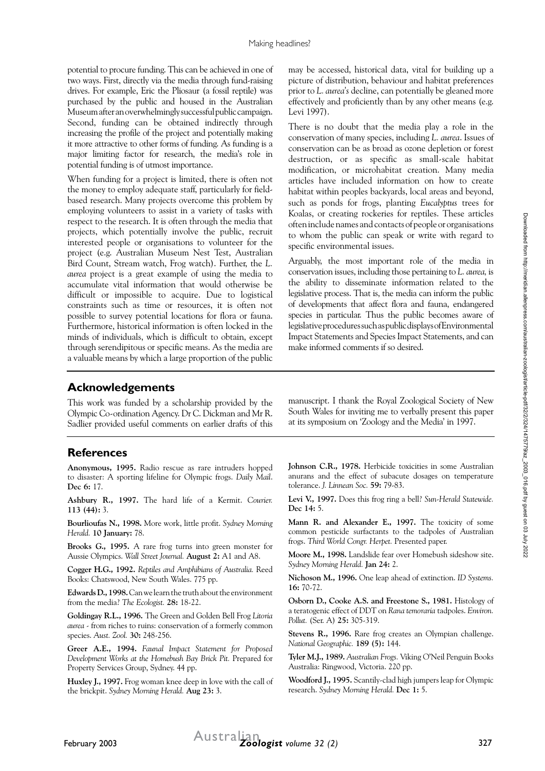potential to procure funding. This can be achieved in one of two ways. First, directly via the media through fund-raising drives. For example, Eric the Pliosaur (a fossil reptile) was purchased by the public and housed in the Australian Museum after an overwhelmingly successful public campaign. Second, funding can be obtained indirectly through increasing the profile of the project and potentially making it more attractive to other forms of funding. As funding is a major limiting factor for research, the media's role in potential funding is of utmost importance.

When funding for a project is limited, there is often not the money to employ adequate staff, particularly for field-based research. Many projects overcome this problem by employing volunteers to assist in a variety of tasks with respect to the research. It is often through the media that projects, which potentially involve the public, recruit interested people or organisations to volunteer for the project (e.g. Australian Museum Nest Test, Australian Bird Count, Stream watch, Frog watch). Further, the *L. aurea* project is a great example of using the media to accumulate vital information that would otherwise be difficult or impossible to acquire. Due to logistical constraints such as time or resources, it is often not possible to survey potential locations for flora or fauna. Furthermore, historical information is often locked in the minds of individuals, which is difficult to obtain, except through serendipitous or specific means. As the media are a valuable means by which a large proportion of the public may be accessed, historical data, vital for building up a picture of distribution, behaviour and habitat preferences prior to *L. aurea's* decline, can potentially be gleaned more effectively and proficiently than by any other means (e.g. Levi 1997).

There is no doubt that the media play a role in the conservation of many species, including *L. aurea*. Issues of conservation can be as broad as ozone depletion or forest destruction, or as specific as small-scale habitat modification, or microhabitat creation. Many media articles have included information on how to create habitat within peoples backyards, local areas and beyond, such as ponds for frogs, planting *Eucalyptus* trees for Koalas, or creating rockeries for reptiles. These articles often include names and contacts of people or organisations to whom the public can speak or write with regard to specific environmental issues.

Arguably, the most important role of the media in conservation issues, including those pertaining to *L. aurea,* is the ability to disseminate information related to the legislative process. That is, the media can inform the public of developments that affect flora and fauna, endangered species in particular. Thus the public becomes aware of legislative procedures such as public displays of Environmental Impact Statements and Species Impact Statements, and can make informed comments if so desired.

## Acknowledgements

This work was funded by a scholarship provided by the Olympic Co-ordination Agency. Dr C. Dickman and Mr R. Sadlier provided useful comments on earlier drafts of this manuscript. I thank the Royal Zoological Society of New South Wales for inviting me to verbally present this paper at its symposium on 'Zoology and the Media' in 1997.

## References

**Anonymous, 1995.** Radio rescue as rare intruders hopped to disaster: A sporting lifeline for Olympic frogs. *Daily Mail*. **Dec 6:** 17.

**Ashbury R., 1997.** The hard life of a Kermit. *Courier.* **113 (44):** 3.

**Bourlioufas N., 1998.** More work, little profit. *Sydney Morning Herald.* **10 January:** 78.

**Brooks G., 1995.** A rare frog turns into green monster for Aussie Olympics. *Wall Street Journal.* **August 2:** A1 and A8.

**Cogger H.G., 1992.** *Reptiles and Amphibians of Australia.* Reed Books: Chatswood, New South Wales. 775 pp.

**Edwards D., 1998.** Can we learn the truth about the environment from the media? *The Ecologist.* **28:** 18-22.

**Goldingay R.L., 1996.** The Green and Golden Bell Frog *Litoria aurea* - from riches to ruins: conservation of a formerly common species. *Aust. Zool.* **30:** 248-256.

**Greer A.E., 1994.** *Faunal Impact Statement for Proposed Development Works at the Homebush Bay Brick Pit.* Prepared for Property Services Group, Sydney. 44 pp.

**Huxley J., 1997.** Frog woman knee deep in love with the call of the brickpit. *Sydney Morning Herald.* **Aug 23:** 3.

**Johnson C.R., 1978.** Herbicide toxicities in some Australian anurans and the effect of subacute dosages on temperature tolerance. *J. Linnean Soc.* **59:** 79-83.

**Levi V., 1997.** Does this frog ring a bell? *Sun-Herald Statewide.* **Dec 14:** 5.

**Mann R. and Alexander E., 1997.** The toxicity of some common pesticide surfactants to the tadpoles of Australian frogs. *Third World Congr. Herpet.* Presented paper.

**Moore M., 1998.** Landslide fear over Homebush sideshow site. *Sydney Morning Herald.* **Jan 24:** 2.

**Nichoson M., 1996.** One leap ahead of extinction. *ID Systems.* **16:** 70-72.

**Osborn D., Cooke A.S. and Freestone S., 1981.** Histology of a teratogenic effect of DDT on *Rana temoraria* tadpoles. *Environ. Pollut.* (Ser. A) **25:** 305-319.

**Stevens R., 1996.** Rare frog creates an Olympian challenge. *National Geographic.* **189 (5):** 144.

**Tyler M.J., 1989.** *Australian Frogs.* Viking O'Neil Penguin Books Australia: Ringwood, Victoria. 220 pp.

**Woodford J., 1995.** Scantily-clad high jumpers leap for Olympic research. *Sydney Morning Herald.* **Dec 1:** 5.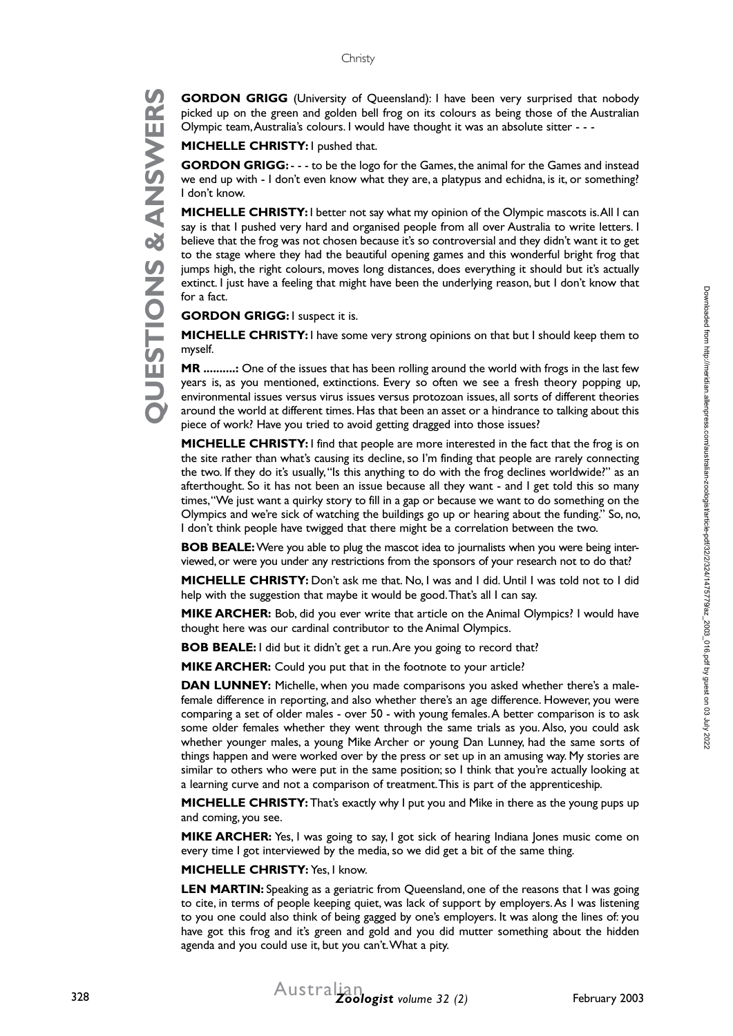# QUESTIONS & ANSWERS

**GORDON GRIGG** (University of Queensland): I have been very surprised that nobody picked up on the green and golden bell frog on its colours as being those of the Australian Olympic team, Australia's colours. I would have thought it was an absolute sitter - - -

**MICHELLE CHRISTY:** I pushed that.

**GORDON GRIGG:** - - - to be the logo for the Games, the animal for the Games and instead we end up with - I don't even know what they are, a platypus and echidna, is it, or something? I don't know.

**MICHELLE CHRISTY:** I better not say what my opinion of the Olympic mascots is. All I can say is that I pushed very hard and organised people from all over Australia to write letters. I believe that the frog was not chosen because it's so controversial and they didn't want it to get to the stage where they had the beautiful opening games and this wonderful bright frog that jumps high, the right colours, moves long distances, does everything it should but it's actually extinct. I just have a feeling that might have been the underlying reason, but I don't know that for a fact.

**GORDON GRIGG:** I suspect it is.

**MICHELLE CHRISTY:** I have some very strong opinions on that but I should keep them to myself.

**MR ..........:** One of the issues that has been rolling around the world with frogs in the last few years is, as you mentioned, extinctions. Every so often we see a fresh theory popping up, environmental issues versus virus issues versus protozoan issues, all sorts of different theories around the world at different times. Has that been an asset or a hindrance to talking about this piece of work? Have you tried to avoid getting dragged into those issues?

**MICHELLE CHRISTY:** I find that people are more interested in the fact that the frog is on the site rather than what's causing its decline, so I'm finding that people are rarely connecting the two. If they do it's usually, "Is this anything to do with the frog declines worldwide?" as an afterthought. So it has not been an issue because all they want - and I get told this so many times, "We just want a quirky story to fill in a gap or because we want to do something on the Olympics and we're sick of watching the buildings go up or hearing about the funding." So, no, I don't think people have twigged that there might be a correlation between the two.

**BOB BEALE:** Were you able to plug the mascot idea to journalists when you were being interviewed, or were you under any restrictions from the sponsors of your research not to do that?

**MICHELLE CHRISTY:** Don't ask me that. No, I was and I did. Until I was told not to I did help with the suggestion that maybe it would be good. That's all I can say.

**MIKE ARCHER:** Bob, did you ever write that article on the Animal Olympics? I would have thought here was our cardinal contributor to the Animal Olympics.

**BOB BEALE:** I did but it didn't get a run. Are you going to record that?

**MIKE ARCHER:** Could you put that in the footnote to your article?

**DAN LUNNEY:** Michelle, when you made comparisons you asked whether there's a male-female difference in reporting, and also whether there's an age difference. However, you were comparing a set of older males - over 50 - with young females. A better comparison is to ask some older females whether they went through the same trials as you. Also, you could ask whether younger males, a young Mike Archer or young Dan Lunney, had the same sorts of things happen and were worked over by the press or set up in an amusing way. My stories are similar to others who were put in the same position; so I think that you're actually looking at a learning curve and not a comparison of treatment. This is part of the apprenticeship.

**MICHELLE CHRISTY:** That's exactly why I put you and Mike in there as the young pups up and coming, you see.

**MIKE ARCHER:** Yes, I was going to say, I got sick of hearing Indiana Jones music come on every time I got interviewed by the media, so we did get a bit of the same thing.

**MICHELLE CHRISTY:** Yes, I know.

**LEN MARTIN:** Speaking as a geriatric from Queensland, one of the reasons that I was going to cite, in terms of people keeping quiet, was lack of support by employers. As I was listening to you one could also think of being gagged by one's employers. It was along the lines of: you have got this frog and it's green and gold and you did mutter something about the hidden agenda and you could use it, but you can't. What a pity.